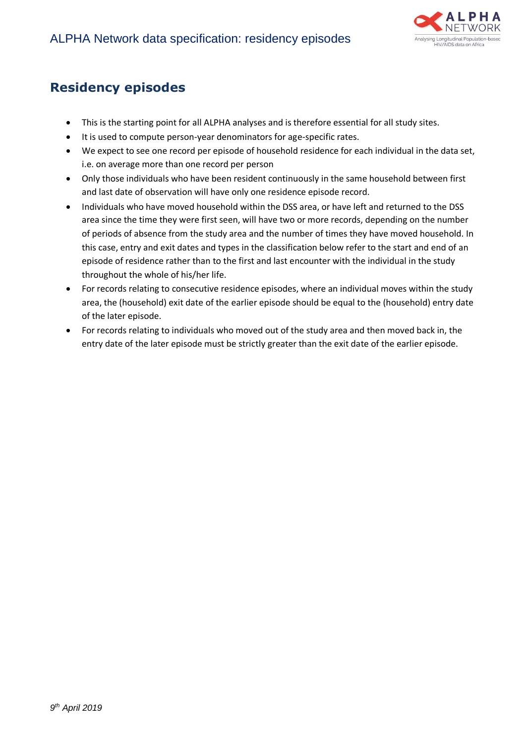## Residency episodes

- This is the starting point for all ALPHA analyses and is therefore essential for all study sites.
- It is used to compute person-year denominators for age-specific rates.
- We expect to see one record per episode of household residence for each individual in the data set, i.e. on average more than one record per person
- Only those individuals who have been resident continuously in the same household between first and last date of observation will have only one residence episode record.
- Individuals who have moved household within the DSS area, or have left and returned to the DSS area since the time they were first seen, will have two or more records, depending on the number of periods of absence from the study area and the number of times they have moved household. In this case, entry and exit dates and types in the classification below refer to the start and end of an episode of residence rather than to the first and last encounter with the individual in the study throughout the whole of his/her life.
- For records relating to consecutive residence episodes, where an individual moves within the study area, the (household) exit date of the earlier episode should be equal to the (household) entry date of the later episode.
- For records relating to individuals who moved out of the study area and then moved back in, the entry date of the later episode must be strictly greater than the exit date of the earlier episode.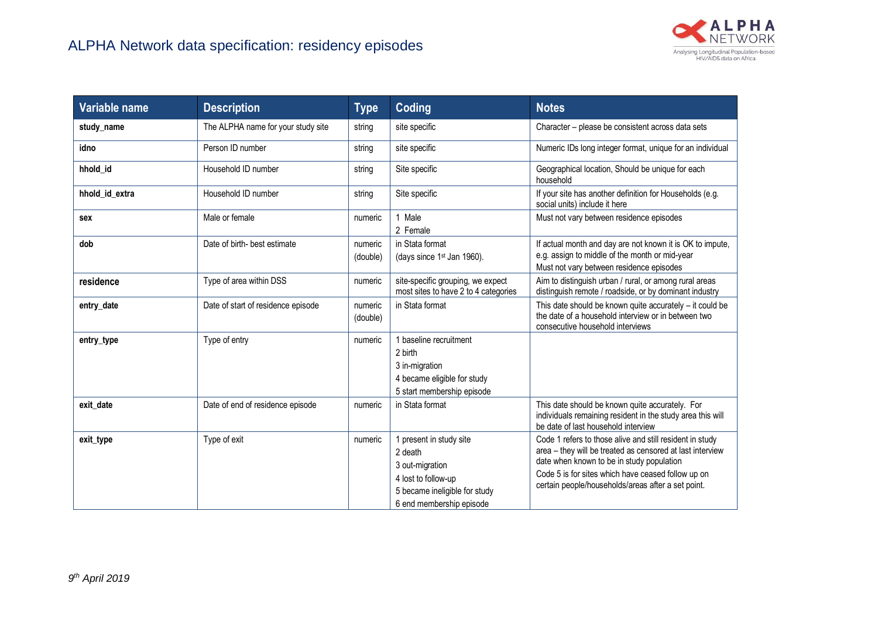# ALPHA Network data specification: residency episodes

| Variable name | Description | Type | Coding | Notes |
|---|---|---|---|---|
| **study_name** | The ALPHA name for your study site | string | site specific | Character – please be consistent across data sets |
| **idno** | Person ID number | string | site specific | Numeric IDs long integer format, unique for an individual |
| **hhold_id** | Household ID number | string | Site specific | Geographical location, Should be unique for each household |
| **hhold_id_extra** | Household ID number | string | Site specific | If your site has another definition for Households (e.g. social units) include it here |
| **sex** | Male or female | numeric | 1 Male<br>2 Female | Must not vary between residence episodes |
| **dob** | Date of birth- best estimate | numeric (double) | in Stata format (days since 1st Jan 1960). | If actual month and day are not known it is OK to impute, e.g. assign to middle of the month or mid-year<br>Must not vary between residence episodes |
| **residence** | Type of area within DSS | numeric | site-specific grouping, we expect most sites to have 2 to 4 categories | Aim to distinguish urban / rural, or among rural areas distinguish remote / roadside, or by dominant industry |
| **entry_date** | Date of start of residence episode | numeric (double) | in Stata format | This date should be known quite accurately – it could be the date of a household interview or in between two consecutive household interviews |
| **entry_type** | Type of entry | numeric | 1 baseline recruitment<br>2 birth<br>3 in-migration<br>4 became eligible for study<br>5 start membership episode | |
| **exit_date** | Date of end of residence episode | numeric | in Stata format | This date should be known quite accurately. For individuals remaining resident in the study area this will be date of last household interview |
| **exit_type** | Type of exit | numeric | 1 present in study site<br>2 death<br>3 out-migration<br>4 lost to follow-up<br>5 became ineligible for study<br>6 end membership episode | Code 1 refers to those alive and still resident in study area – they will be treated as censored at last interview date when known to be in study population<br>Code 5 is for sites which have ceased follow up on certain people/households/areas after a set point. |

*9th April 2019*